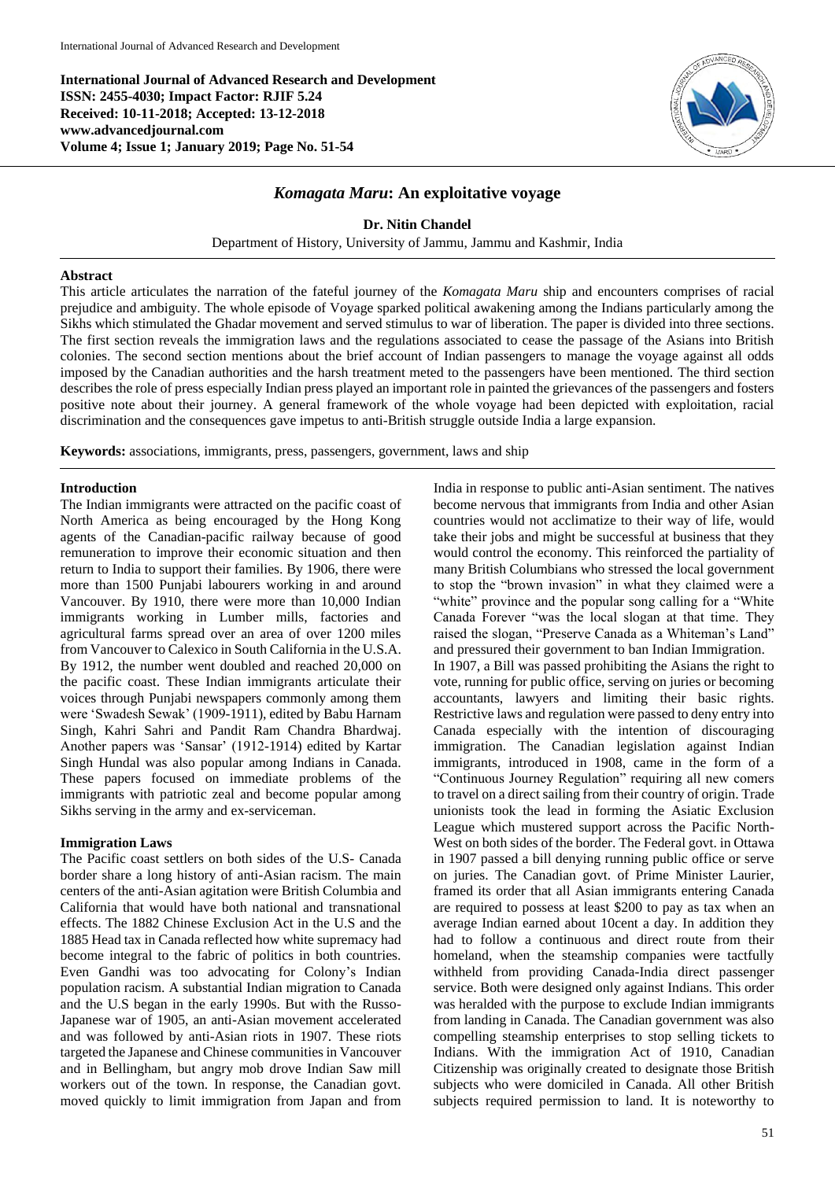**International Journal of Advanced Research and Development**
**ISSN: 2455-4030; Impact Factor: RJIF 5.24**
**Received: 10-11-2018; Accepted: 13-12-2018**
**www.advancedjournal.com**
**Volume 4; Issue 1; January 2019; Page No. 51-54**

# *Komagata Maru*: An exploitative voyage

**Dr. Nitin Chandel**

Department of History, University of Jammu, Jammu and Kashmir, India

## Abstract

This article articulates the narration of the fateful journey of the *Komagata Maru* ship and encounters comprises of racial prejudice and ambiguity. The whole episode of Voyage sparked political awakening among the Indians particularly among the Sikhs which stimulated the Ghadar movement and served stimulus to war of liberation. The paper is divided into three sections. The first section reveals the immigration laws and the regulations associated to cease the passage of the Asians into British colonies. The second section mentions about the brief account of Indian passengers to manage the voyage against all odds imposed by the Canadian authorities and the harsh treatment meted to the passengers have been mentioned. The third section describes the role of press especially Indian press played an important role in painted the grievances of the passengers and fosters positive note about their journey. A general framework of the whole voyage had been depicted with exploitation, racial discrimination and the consequences gave impetus to anti-British struggle outside India a large expansion.

**Keywords:** associations, immigrants, press, passengers, government, laws and ship

## Introduction

The Indian immigrants were attracted on the pacific coast of North America as being encouraged by the Hong Kong agents of the Canadian-pacific railway because of good remuneration to improve their economic situation and then return to India to support their families. By 1906, there were more than 1500 Punjabi labourers working in and around Vancouver. By 1910, there were more than 10,000 Indian immigrants working in Lumber mills, factories and agricultural farms spread over an area of over 1200 miles from Vancouver to Calexico in South California in the U.S.A. By 1912, the number went doubled and reached 20,000 on the pacific coast. These Indian immigrants articulate their voices through Punjabi newspapers commonly among them were 'Swadesh Sewak' (1909-1911), edited by Babu Harnam Singh, Kahri Sahri and Pandit Ram Chandra Bhardwaj. Another papers was 'Sansar' (1912-1914) edited by Kartar Singh Hundal was also popular among Indians in Canada. These papers focused on immediate problems of the immigrants with patriotic zeal and become popular among Sikhs serving in the army and ex-serviceman.

## Immigration Laws

The Pacific coast settlers on both sides of the U.S- Canada border share a long history of anti-Asian racism. The main centers of the anti-Asian agitation were British Columbia and California that would have both national and transnational effects. The 1882 Chinese Exclusion Act in the U.S and the 1885 Head tax in Canada reflected how white supremacy had become integral to the fabric of politics in both countries. Even Gandhi was too advocating for Colony's Indian population racism. A substantial Indian migration to Canada and the U.S began in the early 1990s. But with the Russo-Japanese war of 1905, an anti-Asian movement accelerated and was followed by anti-Asian riots in 1907. These riots targeted the Japanese and Chinese communities in Vancouver and in Bellingham, but angry mob drove Indian Saw mill workers out of the town. In response, the Canadian govt. moved quickly to limit immigration from Japan and from India in response to public anti-Asian sentiment. The natives become nervous that immigrants from India and other Asian countries would not acclimatize to their way of life, would take their jobs and might be successful at business that they would control the economy. This reinforced the partiality of many British Columbians who stressed the local government to stop the "brown invasion" in what they claimed were a "white" province and the popular song calling for a "White Canada Forever "was the local slogan at that time. They raised the slogan, "Preserve Canada as a Whiteman's Land" and pressured their government to ban Indian Immigration.

In 1907, a Bill was passed prohibiting the Asians the right to vote, running for public office, serving on juries or becoming accountants, lawyers and limiting their basic rights. Restrictive laws and regulation were passed to deny entry into Canada especially with the intention of discouraging immigration. The Canadian legislation against Indian immigrants, introduced in 1908, came in the form of a "Continuous Journey Regulation" requiring all new comers to travel on a direct sailing from their country of origin. Trade unionists took the lead in forming the Asiatic Exclusion League which mustered support across the Pacific North-West on both sides of the border. The Federal govt. in Ottawa in 1907 passed a bill denying running public office or serve on juries. The Canadian govt. of Prime Minister Laurier, framed its order that all Asian immigrants entering Canada are required to possess at least $200 to pay as tax when an average Indian earned about 10cent a day. In addition they had to follow a continuous and direct route from their homeland, when the steamship companies were tactfully withheld from providing Canada-India direct passenger service. Both were designed only against Indians. This order was heralded with the purpose to exclude Indian immigrants from landing in Canada. The Canadian government was also compelling steamship enterprises to stop selling tickets to Indians. With the immigration Act of 1910, Canadian Citizenship was originally created to designate those British subjects who were domiciled in Canada. All other British subjects required permission to land. It is noteworthy to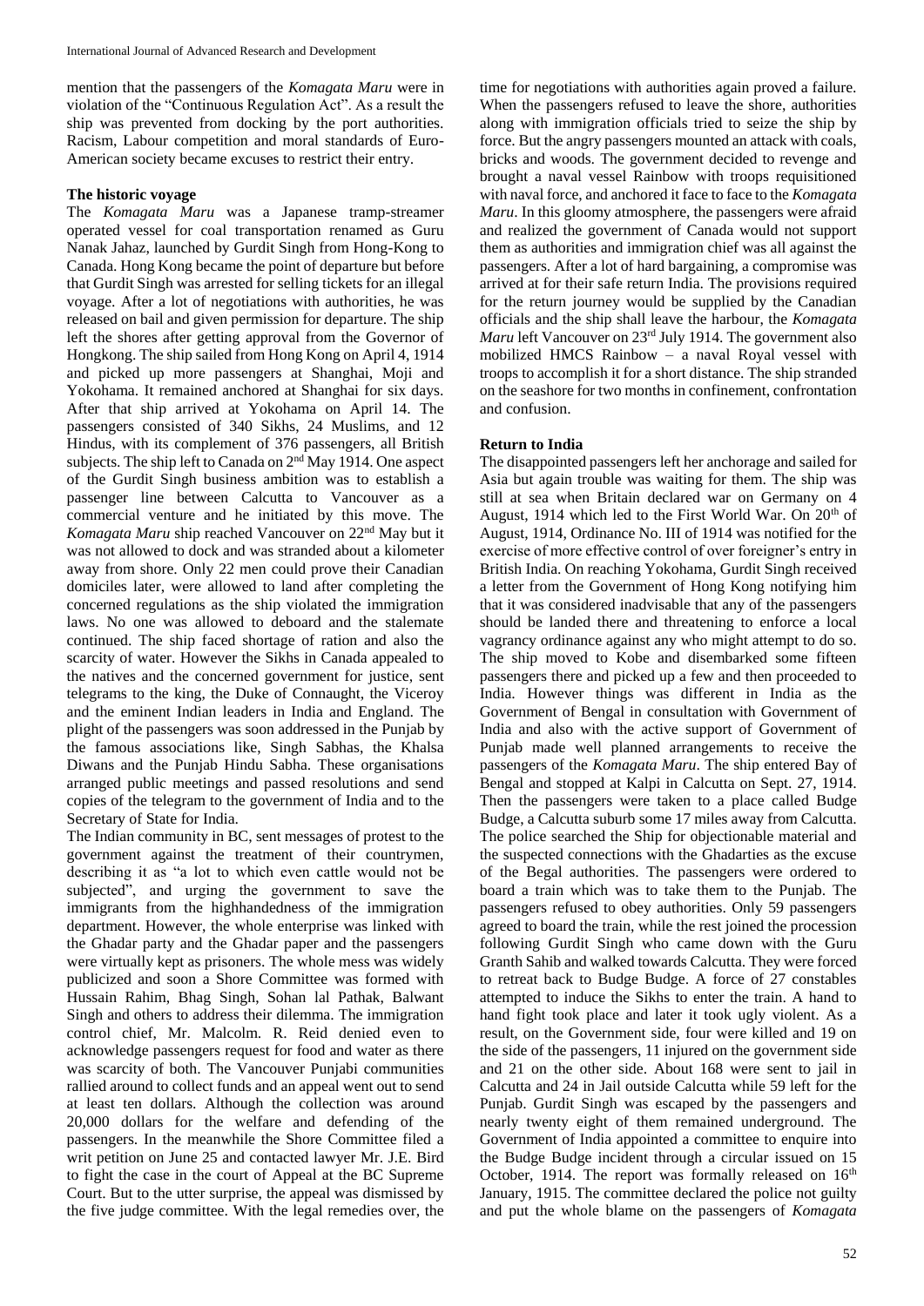mention that the passengers of the *Komagata Maru* were in violation of the "Continuous Regulation Act". As a result the ship was prevented from docking by the port authorities. Racism, Labour competition and moral standards of Euro-American society became excuses to restrict their entry.

## The historic voyage

The *Komagata Maru* was a Japanese tramp-streamer operated vessel for coal transportation renamed as Guru Nanak Jahaz, launched by Gurdit Singh from Hong-Kong to Canada. Hong Kong became the point of departure but before that Gurdit Singh was arrested for selling tickets for an illegal voyage. After a lot of negotiations with authorities, he was released on bail and given permission for departure. The ship left the shores after getting approval from the Governor of Hongkong. The ship sailed from Hong Kong on April 4, 1914 and picked up more passengers at Shanghai, Moji and Yokohama. It remained anchored at Shanghai for six days. After that ship arrived at Yokohama on April 14. The passengers consisted of 340 Sikhs, 24 Muslims, and 12 Hindus, with its complement of 376 passengers, all British subjects. The ship left to Canada on 2nd May 1914. One aspect of the Gurdit Singh business ambition was to establish a passenger line between Calcutta to Vancouver as a commercial venture and he initiated by this move. The *Komagata Maru* ship reached Vancouver on 22nd May but it was not allowed to dock and was stranded about a kilometer away from shore. Only 22 men could prove their Canadian domiciles later, were allowed to land after completing the concerned regulations as the ship violated the immigration laws. No one was allowed to deboard and the stalemate continued. The ship faced shortage of ration and also the scarcity of water. However the Sikhs in Canada appealed to the natives and the concerned government for justice, sent telegrams to the king, the Duke of Connaught, the Viceroy and the eminent Indian leaders in India and England. The plight of the passengers was soon addressed in the Punjab by the famous associations like, Singh Sabhas, the Khalsa Diwans and the Punjab Hindu Sabha. These organisations arranged public meetings and passed resolutions and send copies of the telegram to the government of India and to the Secretary of State for India.

The Indian community in BC, sent messages of protest to the government against the treatment of their countrymen, describing it as "a lot to which even cattle would not be subjected", and urging the government to save the immigrants from the highhandedness of the immigration department. However, the whole enterprise was linked with the Ghadar party and the Ghadar paper and the passengers were virtually kept as prisoners. The whole mess was widely publicized and soon a Shore Committee was formed with Hussain Rahim, Bhag Singh, Sohan lal Pathak, Balwant Singh and others to address their dilemma. The immigration control chief, Mr. Malcolm. R. Reid denied even to acknowledge passengers request for food and water as there was scarcity of both. The Vancouver Punjabi communities rallied around to collect funds and an appeal went out to send at least ten dollars. Although the collection was around 20,000 dollars for the welfare and defending of the passengers. In the meanwhile the Shore Committee filed a writ petition on June 25 and contacted lawyer Mr. J.E. Bird to fight the case in the court of Appeal at the BC Supreme Court. But to the utter surprise, the appeal was dismissed by the five judge committee. With the legal remedies over, the time for negotiations with authorities again proved a failure. When the passengers refused to leave the shore, authorities along with immigration officials tried to seize the ship by force. But the angry passengers mounted an attack with coals, bricks and woods. The government decided to revenge and brought a naval vessel Rainbow with troops requisitioned with naval force, and anchored it face to face to the *Komagata Maru*. In this gloomy atmosphere, the passengers were afraid and realized the government of Canada would not support them as authorities and immigration chief was all against the passengers. After a lot of hard bargaining, a compromise was arrived at for their safe return India. The provisions required for the return journey would be supplied by the Canadian officials and the ship shall leave the harbour, the *Komagata Maru* left Vancouver on 23rd July 1914. The government also mobilized HMCS Rainbow – a naval Royal vessel with troops to accomplish it for a short distance. The ship stranded on the seashore for two months in confinement, confrontation and confusion.

## Return to India

The disappointed passengers left her anchorage and sailed for Asia but again trouble was waiting for them. The ship was still at sea when Britain declared war on Germany on 4 August, 1914 which led to the First World War. On 20th of August, 1914, Ordinance No. III of 1914 was notified for the exercise of more effective control of over foreigner's entry in British India. On reaching Yokohama, Gurdit Singh received a letter from the Government of Hong Kong notifying him that it was considered inadvisable that any of the passengers should be landed there and threatening to enforce a local vagrancy ordinance against any who might attempt to do so. The ship moved to Kobe and disembarked some fifteen passengers there and picked up a few and then proceeded to India. However things was different in India as the Government of Bengal in consultation with Government of India and also with the active support of Government of Punjab made well planned arrangements to receive the passengers of the *Komagata Maru*. The ship entered Bay of Bengal and stopped at Kalpi in Calcutta on Sept. 27, 1914. Then the passengers were taken to a place called Budge Budge, a Calcutta suburb some 17 miles away from Calcutta. The police searched the Ship for objectionable material and the suspected connections with the Ghadarties as the excuse of the Begal authorities. The passengers were ordered to board a train which was to take them to the Punjab. The passengers refused to obey authorities. Only 59 passengers agreed to board the train, while the rest joined the procession following Gurdit Singh who came down with the Guru Granth Sahib and walked towards Calcutta. They were forced to retreat back to Budge Budge. A force of 27 constables attempted to induce the Sikhs to enter the train. A hand to hand fight took place and later it took ugly violent. As a result, on the Government side, four were killed and 19 on the side of the passengers, 11 injured on the government side and 21 on the other side. About 168 were sent to jail in Calcutta and 24 in Jail outside Calcutta while 59 left for the Punjab. Gurdit Singh was escaped by the passengers and nearly twenty eight of them remained underground. The Government of India appointed a committee to enquire into the Budge Budge incident through a circular issued on 15 October, 1914. The report was formally released on 16th January, 1915. The committee declared the police not guilty and put the whole blame on the passengers of *Komagata*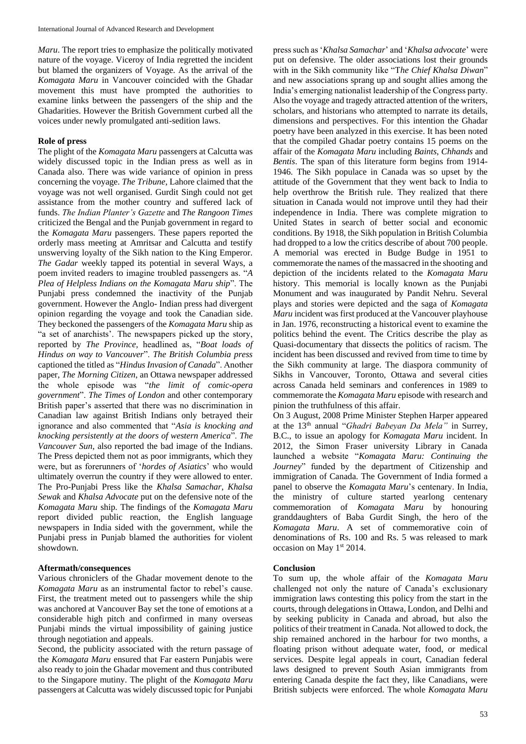*Maru*. The report tries to emphasize the politically motivated nature of the voyage. Viceroy of India regretted the incident but blamed the organizers of Voyage. As the arrival of the *Komagata Maru* in Vancouver coincided with the Ghadar movement this must have prompted the authorities to examine links between the passengers of the ship and the Ghadarities. However the British Government curbed all the voices under newly promulgated anti-sedition laws.

### Role of press

The plight of the *Komagata Maru* passengers at Calcutta was widely discussed topic in the Indian press as well as in Canada also. There was wide variance of opinion in press concerning the voyage. *The Tribune*, Lahore claimed that the voyage was not well organised. Gurdit Singh could not get assistance from the mother country and suffered lack of funds. *The Indian Planter's Gazette* and *The Rangoon Times* criticized the Bengal and the Punjab government in regard to the *Komagata Maru* passengers. These papers reported the orderly mass meeting at Amritsar and Calcutta and testify unswerving loyalty of the Sikh nation to the King Emperor. *The Gadar* weekly tapped its potential in several Ways, a poem invited readers to imagine troubled passengers as. "*A Plea of Helpless Indians on the Komagata Maru ship*". The Punjabi press condemned the inactivity of the Punjab government. However the Anglo- Indian press had divergent opinion regarding the voyage and took the Canadian side. They beckoned the passengers of the *Komagata Maru* ship as "a set of anarchists'. The newspapers picked up the story, reported by *The Province*, headlined as, "*Boat loads of Hindus on way to Vancouver*". *The British Columbia press* captioned the titled as "*Hindus Invasion of Canada*". Another paper, *The Morning Citizen*, an Ottawa newspaper addressed the whole episode was "*the limit of comic-opera government*". *The Times of London* and other contemporary British paper's asserted that there was no discrimination in Canadian law against British Indians only betrayed their ignorance and also commented that "*Asia is knocking and knocking persistently at the doors of western America*". *The Vancouver Sun*, also reported the bad image of the Indians. The Press depicted them not as poor immigrants, which they were, but as forerunners of '*hordes of Asiatics*' who would ultimately overrun the country if they were allowed to enter. The Pro-Punjabi Press like the *Khalsa Samachar*, *Khalsa Sewak* and *Khalsa Advocate* put on the defensive note of the *Komagata Maru* ship. The findings of the *Komagata Maru* report divided public reaction, the English language newspapers in India sided with the government, while the Punjabi press in Punjab blamed the authorities for violent showdown.

### Aftermath/consequences

Various chroniclers of the Ghadar movement denote to the *Komagata Maru* as an instrumental factor to rebel's cause. First, the treatment meted out to passengers while the ship was anchored at Vancouver Bay set the tone of emotions at a considerable high pitch and confirmed in many overseas Punjabi minds the virtual impossibility of gaining justice through negotiation and appeals.

Second, the publicity associated with the return passage of the *Komagata Maru* ensured that Far eastern Punjabis were also ready to join the Ghadar movement and thus contributed to the Singapore mutiny. The plight of the *Komagata Maru* passengers at Calcutta was widely discussed topic for Punjabi press such as '*Khalsa Samachar*' and '*Khalsa advocate*' were put on defensive. The older associations lost their grounds with in the Sikh community like "T*he Chief Khalsa Diwan*" and new associations sprang up and sought allies among the India's emerging nationalist leadership of the Congress party. Also the voyage and tragedy attracted attention of the writers, scholars, and historians who attempted to narrate its details, dimensions and perspectives. For this intention the Ghadar poetry have been analyzed in this exercise. It has been noted that the compiled Ghadar poetry contains 15 poems on the affair of the *Komagata Maru* including *Baints*, *Chhands* and *Bentis*. The span of this literature form begins from 1914-1946. The Sikh populace in Canada was so upset by the attitude of the Government that they went back to India to help overthrow the British rule. They realized that there situation in Canada would not improve until they had their independence in India. There was complete migration to United States in search of better social and economic conditions. By 1918, the Sikh population in British Columbia had dropped to a low the critics describe of about 700 people. A memorial was erected in Budge Budge in 1951 to commemorate the names of the massacred in the shooting and depiction of the incidents related to the *Komagata Maru* history. This memorial is locally known as the Punjabi Monument and was inaugurated by Pandit Nehru. Several plays and stories were depicted and the saga of *Komagata Maru* incident was first produced at the Vancouver playhouse in Jan. 1976, reconstructing a historical event to examine the politics behind the event. The Critics describe the play as Quasi-documentary that dissects the politics of racism. The incident has been discussed and revived from time to time by the Sikh community at large. The diaspora community of Sikhs in Vancouver, Toronto, Ottawa and several cities across Canada held seminars and conferences in 1989 to commemorate the *Komagata Maru* episode with research and pinion the truthfulness of this affair.

On 3 August, 2008 Prime Minister Stephen Harper appeared at the 13th annual "*Ghadri Babeyan Da Mela"* in Surrey, B.C., to issue an apology for *Komagata Maru* incident. In 2012, the Simon Fraser university Library in Canada launched a website "*Komagata Maru: Continuing the Journey*" funded by the department of Citizenship and immigration of Canada. The Government of India formed a panel to observe the *Komagata Maru*'s centenary. In India, the ministry of culture started yearlong centenary commemoration of *Komagata Maru* by honouring granddaughters of Baba Gurdit Singh, the hero of the *Komagata Maru*. A set of commemorative coin of denominations of Rs. 100 and Rs. 5 was released to mark occasion on May 1st 2014.

### Conclusion

To sum up, the whole affair of the *Komagata Maru* challenged not only the nature of Canada's exclusionary immigration laws contesting this policy from the start in the courts, through delegations in Ottawa, London, and Delhi and by seeking publicity in Canada and abroad, but also the politics of their treatment in Canada. Not allowed to dock, the ship remained anchored in the harbour for two months, a floating prison without adequate water, food, or medical services. Despite legal appeals in court, Canadian federal laws designed to prevent South Asian immigrants from entering Canada despite the fact they, like Canadians, were British subjects were enforced. The whole *Komagata Maru*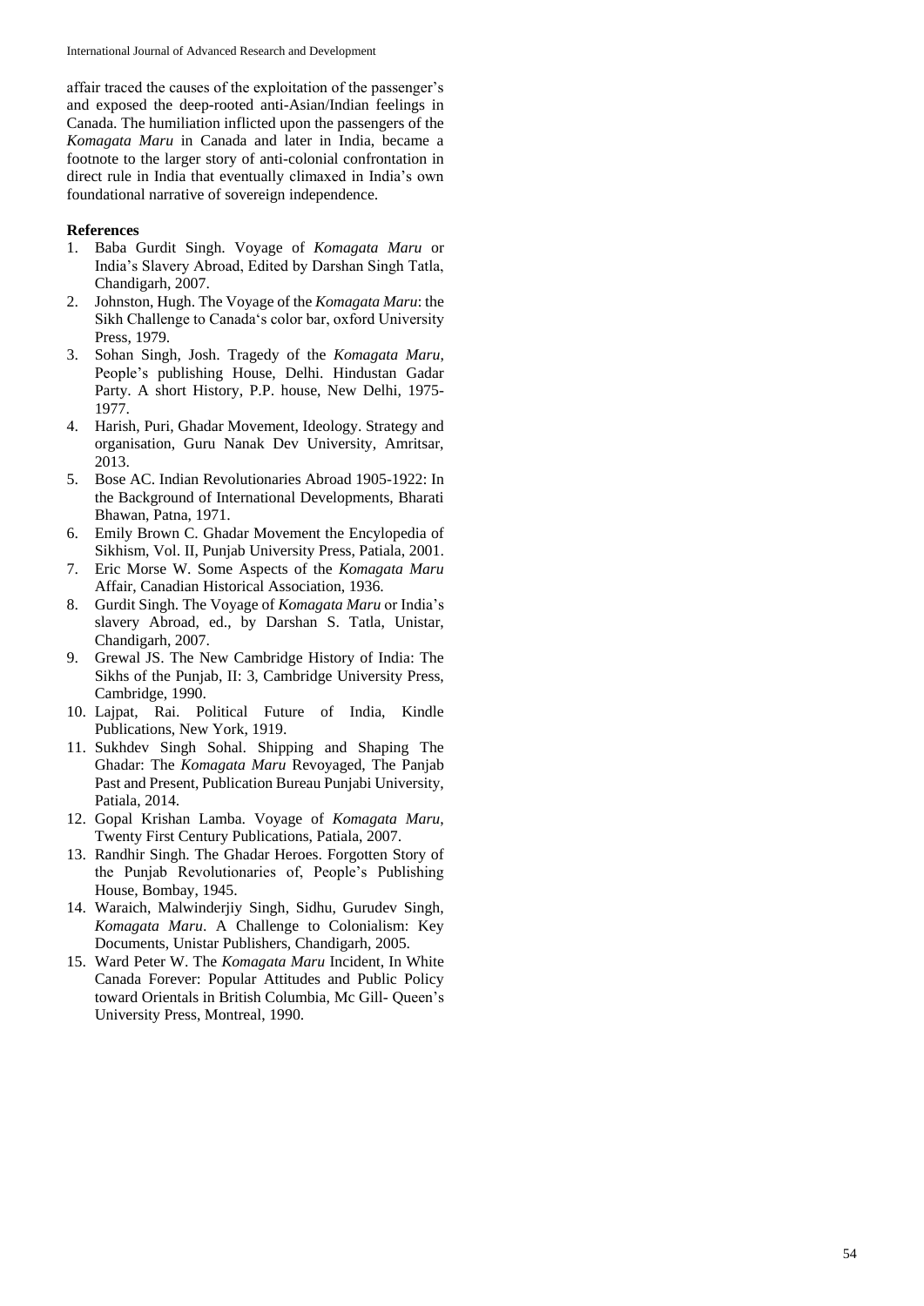affair traced the causes of the exploitation of the passenger's and exposed the deep-rooted anti-Asian/Indian feelings in Canada. The humiliation inflicted upon the passengers of the *Komagata Maru* in Canada and later in India, became a footnote to the larger story of anti-colonial confrontation in direct rule in India that eventually climaxed in India's own foundational narrative of sovereign independence.

**References**

1. Baba Gurdit Singh. Voyage of *Komagata Maru* or India's Slavery Abroad, Edited by Darshan Singh Tatla, Chandigarh, 2007.
2. Johnston, Hugh. The Voyage of the *Komagata Maru*: the Sikh Challenge to Canada's color bar, oxford University Press, 1979.
3. Sohan Singh, Josh. Tragedy of the *Komagata Maru*, People's publishing House, Delhi. Hindustan Gadar Party. A short History, P.P. house, New Delhi, 1975-1977.
4. Harish, Puri, Ghadar Movement, Ideology. Strategy and organisation, Guru Nanak Dev University, Amritsar, 2013.
5. Bose AC. Indian Revolutionaries Abroad 1905-1922: In the Background of International Developments, Bharati Bhawan, Patna, 1971.
6. Emily Brown C. Ghadar Movement the Encylopedia of Sikhism, Vol. II, Punjab University Press, Patiala, 2001.
7. Eric Morse W. Some Aspects of the *Komagata Maru* Affair, Canadian Historical Association, 1936.
8. Gurdit Singh. The Voyage of *Komagata Maru* or India's slavery Abroad, ed., by Darshan S. Tatla, Unistar, Chandigarh, 2007.
9. Grewal JS. The New Cambridge History of India: The Sikhs of the Punjab, II: 3, Cambridge University Press, Cambridge, 1990.
10. Lajpat, Rai. Political Future of India, Kindle Publications, New York, 1919.
11. Sukhdev Singh Sohal. Shipping and Shaping The Ghadar: The *Komagata Maru* Revoyaged, The Panjab Past and Present, Publication Bureau Punjabi University, Patiala, 2014.
12. Gopal Krishan Lamba. Voyage of *Komagata Maru*, Twenty First Century Publications, Patiala, 2007.
13. Randhir Singh. The Ghadar Heroes. Forgotten Story of the Punjab Revolutionaries of, People's Publishing House, Bombay, 1945.
14. Waraich, Malwinderjiy Singh, Sidhu, Gurudev Singh, *Komagata Maru*. A Challenge to Colonialism: Key Documents, Unistar Publishers, Chandigarh, 2005.
15. Ward Peter W. The *Komagata Maru* Incident, In White Canada Forever: Popular Attitudes and Public Policy toward Orientals in British Columbia, Mc Gill- Queen's University Press, Montreal, 1990.